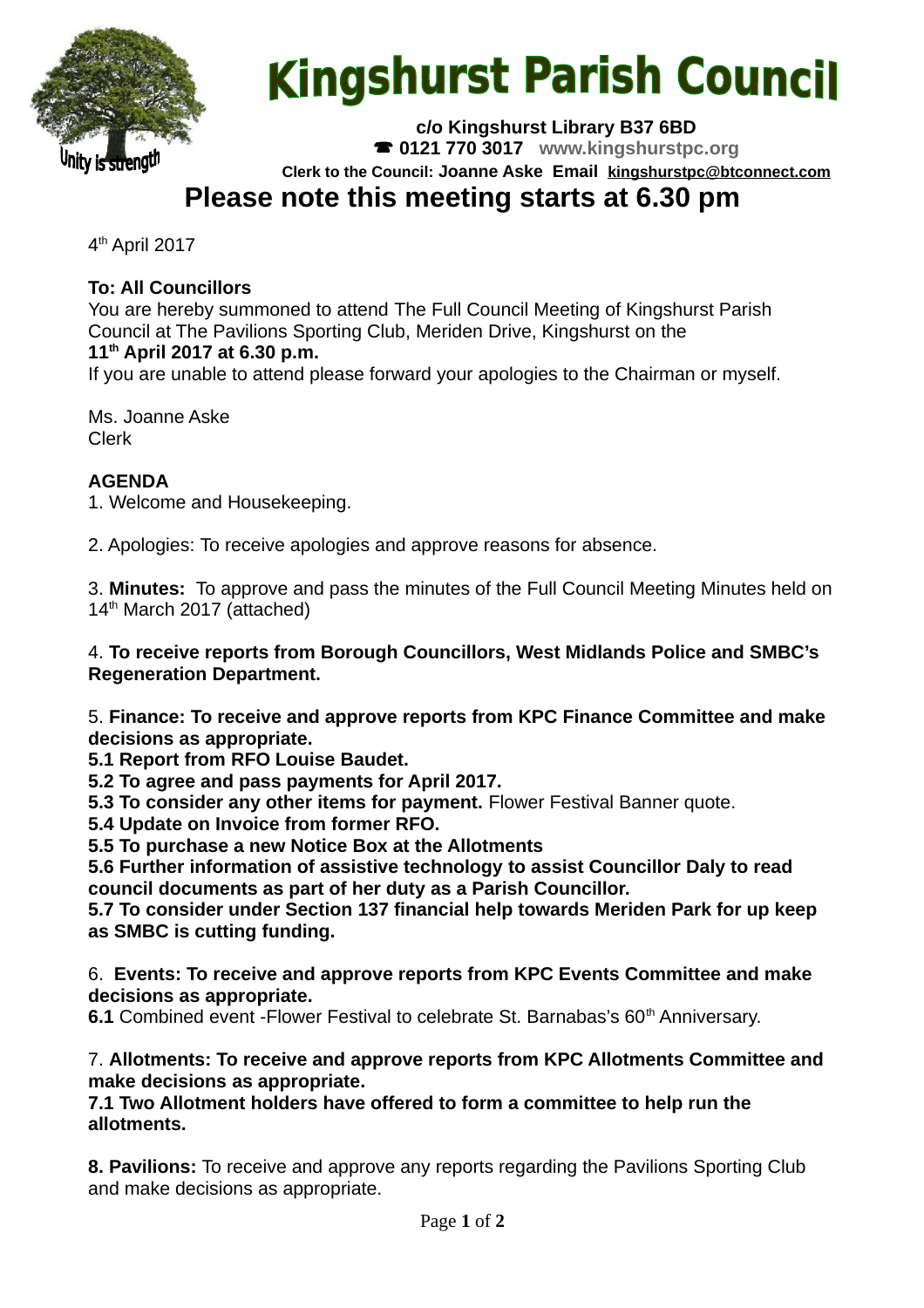# Kingshurst Parish Council

Unity is strength

**c/o Kingshurst Library B37 6BD**
☎ **0121 770 3017** **www.kingshurstpc.org**
**Clerk to the Council: Joanne Aske Email kingshurstpc@btconnect.com**

## Please note this meeting starts at 6.30 pm

4th April 2017

**To: All Councillors**
You are hereby summoned to attend The Full Council Meeting of Kingshurst Parish Council at The Pavilions Sporting Club, Meriden Drive, Kingshurst on the
**11th April 2017 at 6.30 p.m.**
If you are unable to attend please forward your apologies to the Chairman or myself.

Ms. Joanne Aske
Clerk

**AGENDA**

1. Welcome and Housekeeping.

2. Apologies: To receive apologies and approve reasons for absence.

3. **Minutes:** To approve and pass the minutes of the Full Council Meeting Minutes held on 14th March 2017 (attached)

4. **To receive reports from Borough Councillors, West Midlands Police and SMBC's Regeneration Department.**

5. **Finance: To receive and approve reports from KPC Finance Committee and make decisions as appropriate.**
**5.1 Report from RFO Louise Baudet.**
**5.2 To agree and pass payments for April 2017.**
**5.3 To consider any other items for payment.** Flower Festival Banner quote.
**5.4 Update on Invoice from former RFO.**
**5.5 To purchase a new Notice Box at the Allotments**
**5.6 Further information of assistive technology to assist Councillor Daly to read council documents as part of her duty as a Parish Councillor.**
**5.7 To consider under Section 137 financial help towards Meriden Park for up keep as SMBC is cutting funding.**

6. **Events: To receive and approve reports from KPC Events Committee and make decisions as appropriate.**
**6.1** Combined event -Flower Festival to celebrate St. Barnabas's 60th Anniversary.

7. **Allotments: To receive and approve reports from KPC Allotments Committee and make decisions as appropriate.**
**7.1 Two Allotment holders have offered to form a committee to help run the allotments.**

**8. Pavilions:** To receive and approve any reports regarding the Pavilions Sporting Club and make decisions as appropriate.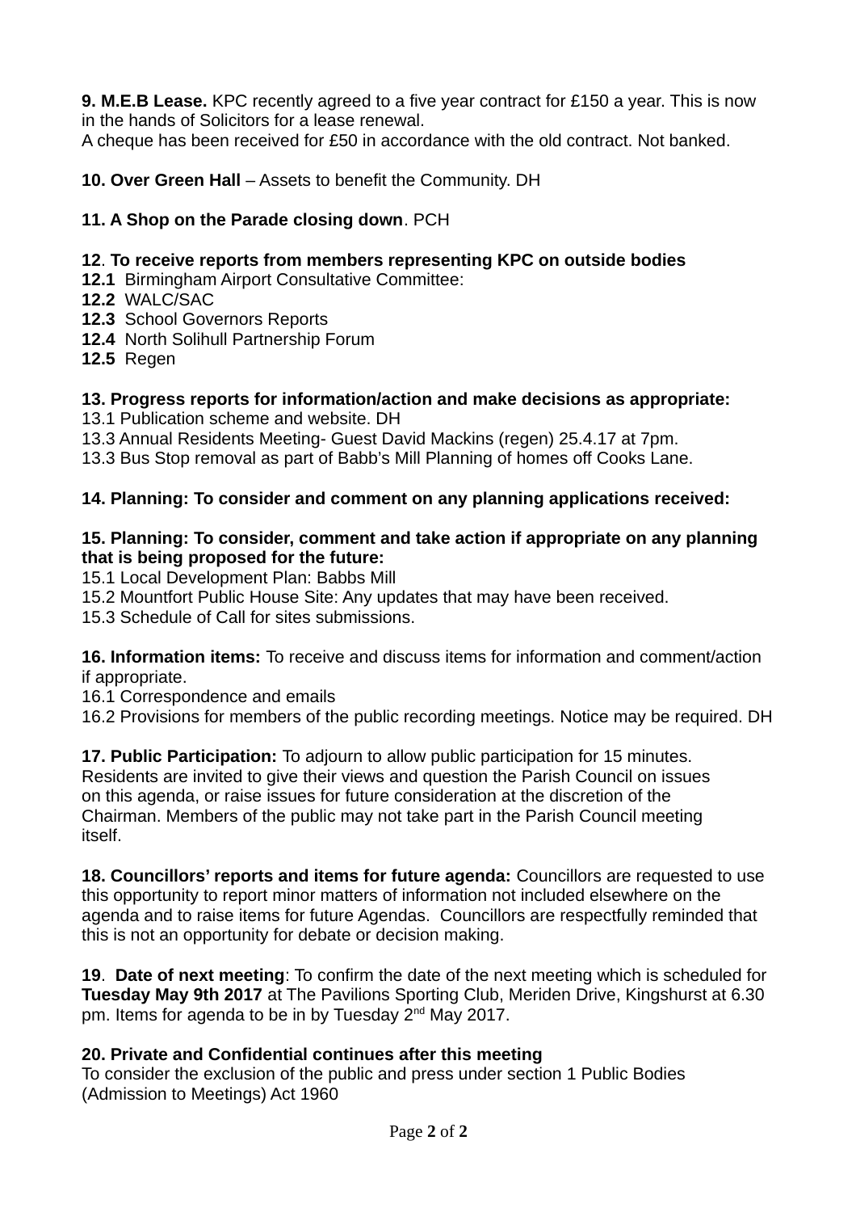**9. M.E.B Lease.** KPC recently agreed to a five year contract for £150 a year. This is now in the hands of Solicitors for a lease renewal.
A cheque has been received for £50 in accordance with the old contract. Not banked.

**10. Over Green Hall** – Assets to benefit the Community. DH

**11. A Shop on the Parade closing down**. PCH

**12**. **To receive reports from members representing KPC on outside bodies**
**12.1** Birmingham Airport Consultative Committee:
**12.2** WALC/SAC
**12.3** School Governors Reports
**12.4** North Solihull Partnership Forum
**12.5** Regen

**13. Progress reports for information/action and make decisions as appropriate:**
13.1 Publication scheme and website. DH
13.3 Annual Residents Meeting- Guest David Mackins (regen) 25.4.17 at 7pm.
13.3 Bus Stop removal as part of Babb's Mill Planning of homes off Cooks Lane.

**14. Planning: To consider and comment on any planning applications received:**

**15. Planning: To consider, comment and take action if appropriate on any planning that is being proposed for the future:**
15.1 Local Development Plan: Babbs Mill
15.2 Mountfort Public House Site: Any updates that may have been received.
15.3 Schedule of Call for sites submissions.

**16. Information items:** To receive and discuss items for information and comment/action if appropriate.
16.1 Correspondence and emails
16.2 Provisions for members of the public recording meetings. Notice may be required. DH

**17. Public Participation:** To adjourn to allow public participation for 15 minutes. Residents are invited to give their views and question the Parish Council on issues on this agenda, or raise issues for future consideration at the discretion of the Chairman. Members of the public may not take part in the Parish Council meeting itself.

**18. Councillors' reports and items for future agenda:** Councillors are requested to use this opportunity to report minor matters of information not included elsewhere on the agenda and to raise items for future Agendas. Councillors are respectfully reminded that this is not an opportunity for debate or decision making.

**19**. **Date of next meeting**: To confirm the date of the next meeting which is scheduled for **Tuesday May 9th 2017** at The Pavilions Sporting Club, Meriden Drive, Kingshurst at 6.30 pm. Items for agenda to be in by Tuesday 2nd May 2017.

**20. Private and Confidential continues after this meeting**
To consider the exclusion of the public and press under section 1 Public Bodies (Admission to Meetings) Act 1960